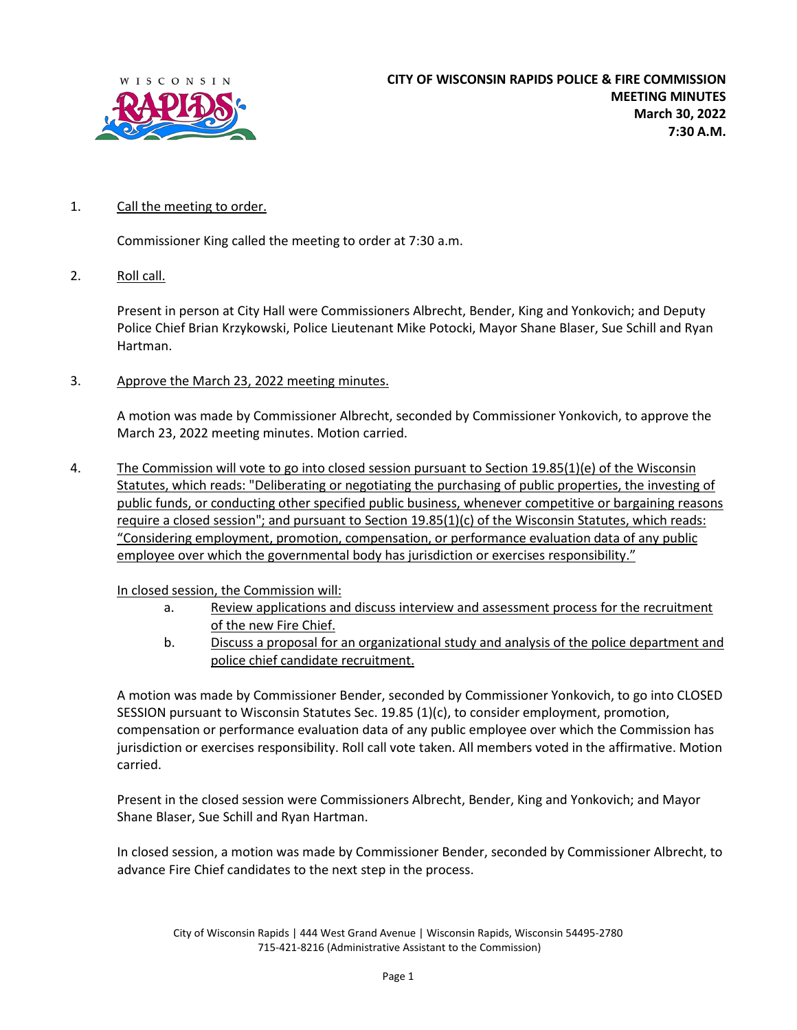# CITY OF WISCONSIN RAPIDS POLICE & FIRE COMMISSION
**MEETING MINUTES**
**March 30, 2022**
**7:30 A.M.**

1. Call the meeting to order.

   Commissioner King called the meeting to order at 7:30 a.m.

2. Roll call.

   Present in person at City Hall were Commissioners Albrecht, Bender, King and Yonkovich; and Deputy Police Chief Brian Krzykowski, Police Lieutenant Mike Potocki, Mayor Shane Blaser, Sue Schill and Ryan Hartman.

3. Approve the March 23, 2022 meeting minutes.

   A motion was made by Commissioner Albrecht, seconded by Commissioner Yonkovich, to approve the March 23, 2022 meeting minutes. Motion carried.

4. The Commission will vote to go into closed session pursuant to Section 19.85(1)(e) of the Wisconsin Statutes, which reads: "Deliberating or negotiating the purchasing of public properties, the investing of public funds, or conducting other specified public business, whenever competitive or bargaining reasons require a closed session"; and pursuant to Section 19.85(1)(c) of the Wisconsin Statutes, which reads: "Considering employment, promotion, compensation, or performance evaluation data of any public employee over which the governmental body has jurisdiction or exercises responsibility."

   In closed session, the Commission will:

   a. Review applications and discuss interview and assessment process for the recruitment of the new Fire Chief.
   b. Discuss a proposal for an organizational study and analysis of the police department and police chief candidate recruitment.

   A motion was made by Commissioner Bender, seconded by Commissioner Yonkovich, to go into CLOSED SESSION pursuant to Wisconsin Statutes Sec. 19.85 (1)(c), to consider employment, promotion, compensation or performance evaluation data of any public employee over which the Commission has jurisdiction or exercises responsibility. Roll call vote taken. All members voted in the affirmative. Motion carried.

   Present in the closed session were Commissioners Albrecht, Bender, King and Yonkovich; and Mayor Shane Blaser, Sue Schill and Ryan Hartman.

   In closed session, a motion was made by Commissioner Bender, seconded by Commissioner Albrecht, to advance Fire Chief candidates to the next step in the process.

City of Wisconsin Rapids | 444 West Grand Avenue | Wisconsin Rapids, Wisconsin 54495-2780
715-421-8216 (Administrative Assistant to the Commission)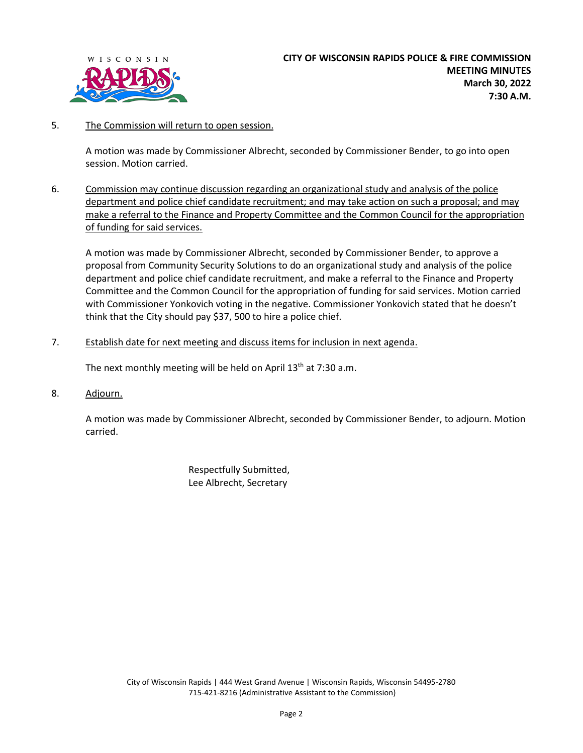**CITY OF WISCONSIN RAPIDS POLICE & FIRE COMMISSION**
**MEETING MINUTES**
**March 30, 2022**
**7:30 A.M.**

5. The Commission will return to open session.

   A motion was made by Commissioner Albrecht, seconded by Commissioner Bender, to go into open session. Motion carried.

6. Commission may continue discussion regarding an organizational study and analysis of the police department and police chief candidate recruitment; and may take action on such a proposal; and may make a referral to the Finance and Property Committee and the Common Council for the appropriation of funding for said services.

   A motion was made by Commissioner Albrecht, seconded by Commissioner Bender, to approve a proposal from Community Security Solutions to do an organizational study and analysis of the police department and police chief candidate recruitment, and make a referral to the Finance and Property Committee and the Common Council for the appropriation of funding for said services. Motion carried with Commissioner Yonkovich voting in the negative. Commissioner Yonkovich stated that he doesn't think that the City should pay $37, 500 to hire a police chief.

7. Establish date for next meeting and discuss items for inclusion in next agenda.

   The next monthly meeting will be held on April 13th at 7:30 a.m.

8. Adjourn.

   A motion was made by Commissioner Albrecht, seconded by Commissioner Bender, to adjourn. Motion carried.

Respectfully Submitted,
Lee Albrecht, Secretary

City of Wisconsin Rapids | 444 West Grand Avenue | Wisconsin Rapids, Wisconsin 54495-2780
715-421-8216 (Administrative Assistant to the Commission)